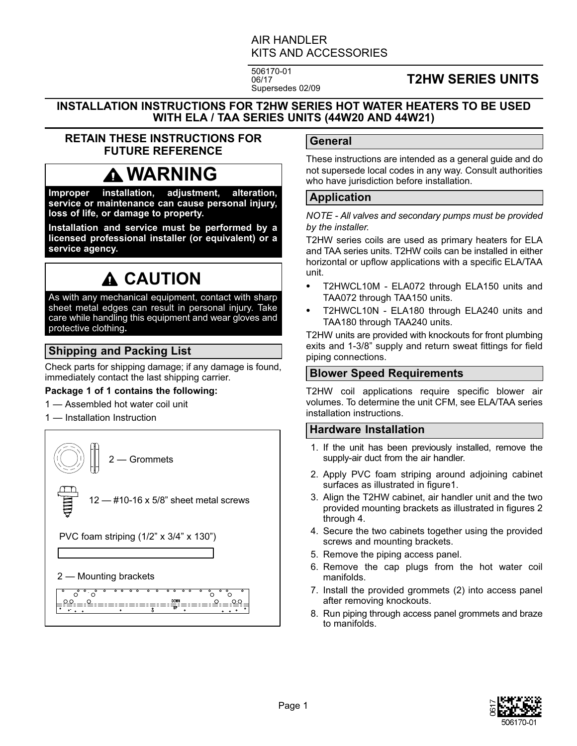AIR HANDLER
KITS AND ACCESSORIES

506170-01
06/17
Supersedes 02/09

# T2HW SERIES UNITS

## INSTALLATION INSTRUCTIONS FOR T2HW SERIES HOT WATER HEATERS TO BE USED WITH ELA / TAA SERIES UNITS (44W20 AND 44W21)

**RETAIN THESE INSTRUCTIONS FOR FUTURE REFERENCE**

## WARNING

**Improper installation, adjustment, alteration, service or maintenance can cause personal injury, loss of life, or damage to property.**

**Installation and service must be performed by a licensed professional installer (or equivalent) or a service agency.**

## CAUTION

As with any mechanical equipment, contact with sharp sheet metal edges can result in personal injury. Take care while handling this equipment and wear gloves and protective clothing.

## Shipping and Packing List

Check parts for shipping damage; if any damage is found, immediately contact the last shipping carrier.

**Package 1 of 1 contains the following:**

1 — Assembled hot water coil unit

1 — Installation Instruction

2 — Grommets

12 — #10-16 x 5/8" sheet metal screws

PVC foam striping (1/2" x 3/4" x 130")

2 — Mounting brackets

## General

These instructions are intended as a general guide and do not supersede local codes in any way. Consult authorities who have jurisdiction before installation.

## Application

*NOTE - All valves and secondary pumps must be provided by the installer.*

T2HW series coils are used as primary heaters for ELA and TAA series units. T2HW coils can be installed in either horizontal or upflow applications with a specific ELA/TAA unit.

- T2HWCL10M - ELA072 through ELA150 units and TAA072 through TAA150 units.
- T2HWCL10N - ELA180 through ELA240 units and TAA180 through TAA240 units.

T2HW units are provided with knockouts for front plumbing exits and 1-3/8" supply and return sweat fittings for field piping connections.

## Blower Speed Requirements

T2HW coil applications require specific blower air volumes. To determine the unit CFM, see ELA/TAA series installation instructions.

## Hardware Installation

1. If the unit has been previously installed, remove the supply-air duct from the air handler.
2. Apply PVC foam striping around adjoining cabinet surfaces as illustrated in figure1.
3. Align the T2HW cabinet, air handler unit and the two provided mounting brackets as illustrated in figures 2 through 4.
4. Secure the two cabinets together using the provided screws and mounting brackets.
5. Remove the piping access panel.
6. Remove the cap plugs from the hot water coil manifolds.
7. Install the provided grommets (2) into access panel after removing knockouts.
8. Run piping through access panel grommets and braze to manifolds.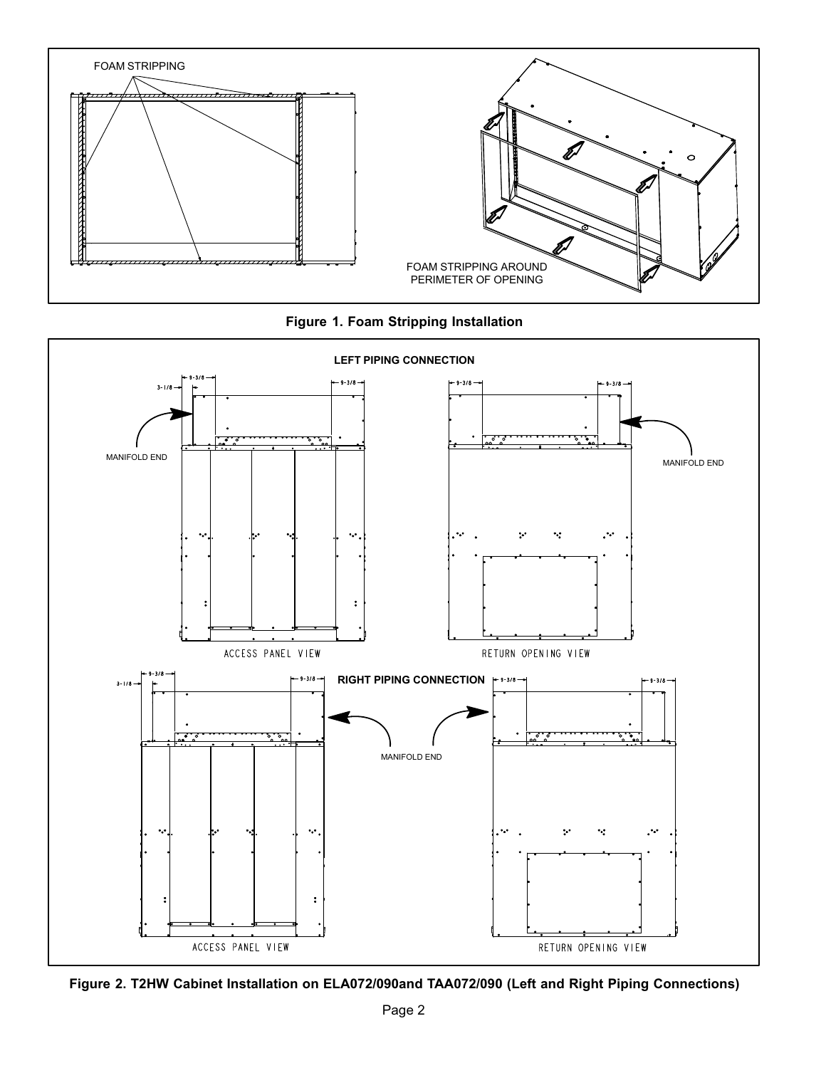FOAM STRIPPING

FOAM STRIPPING AROUND PERIMETER OF OPENING

**Figure 1. Foam Stripping Installation**

**LEFT PIPING CONNECTION**

3-1/8

9-3/8

9-3/8

MANIFOLD END

ACCESS PANEL VIEW

9-3/8

9-3/8

MANIFOLD END

RETURN OPENING VIEW

**RIGHT PIPING CONNECTION**

3-1/8

9-3/8

9-3/8

MANIFOLD END

ACCESS PANEL VIEW

9-3/8

9-3/8

RETURN OPENING VIEW

**Figure 2. T2HW Cabinet Installation on ELA072/090and TAA072/090 (Left and Right Piping Connections)**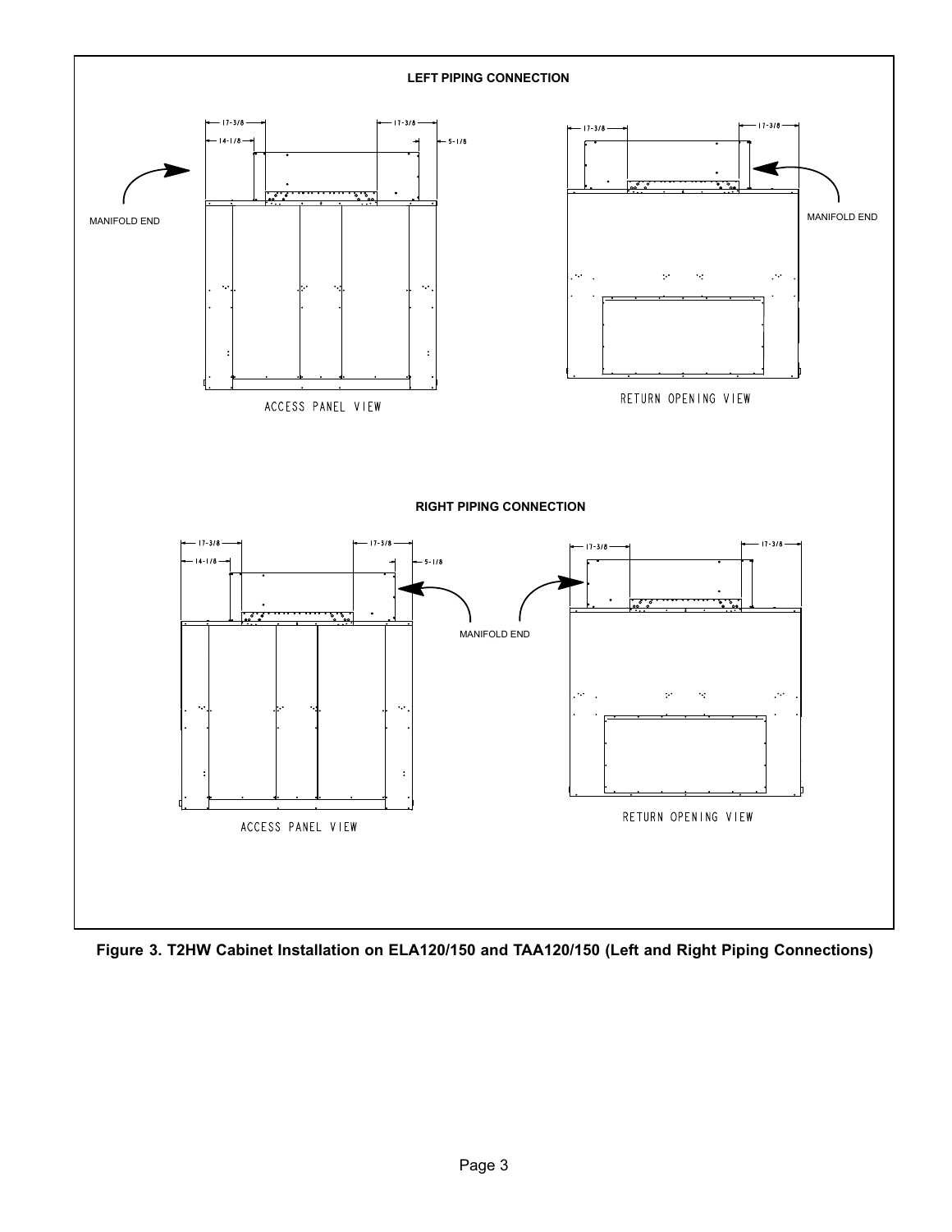**LEFT PIPING CONNECTION**

17-3/8 17-3/8 14-1/8 5-1/8

MANIFOLD END

ACCESS PANEL VIEW

17-3/8 17-3/8

MANIFOLD END

RETURN OPENING VIEW

**RIGHT PIPING CONNECTION**

17-3/8 17-3/8 14-1/8 5-1/8

ACCESS PANEL VIEW

MANIFOLD END

17-3/8 17-3/8

RETURN OPENING VIEW

**Figure 3. T2HW Cabinet Installation on ELA120/150 and TAA120/150 (Left and Right Piping Connections)**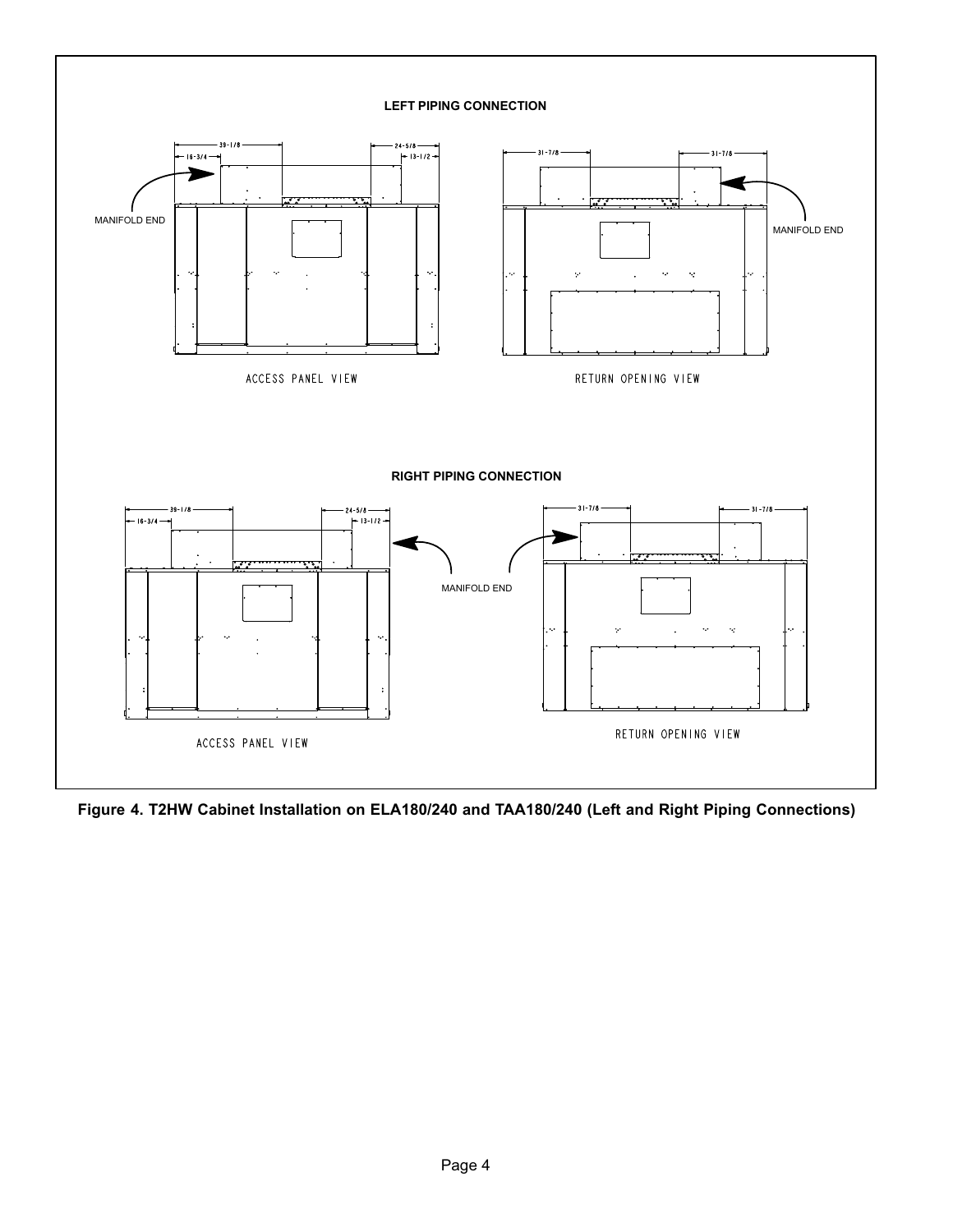LEFT PIPING CONNECTION

39-1/8

16-3/4

24-5/8

13-1/2

MANIFOLD END

ACCESS PANEL VIEW

31-7/8

31-7/8

MANIFOLD END

RETURN OPENING VIEW

RIGHT PIPING CONNECTION

39-1/8

16-3/4

24-5/8

13-1/2

ACCESS PANEL VIEW

MANIFOLD END

31-7/8

31-7/8

RETURN OPENING VIEW

**Figure 4. T2HW Cabinet Installation on ELA180/240 and TAA180/240 (Left and Right Piping Connections)**